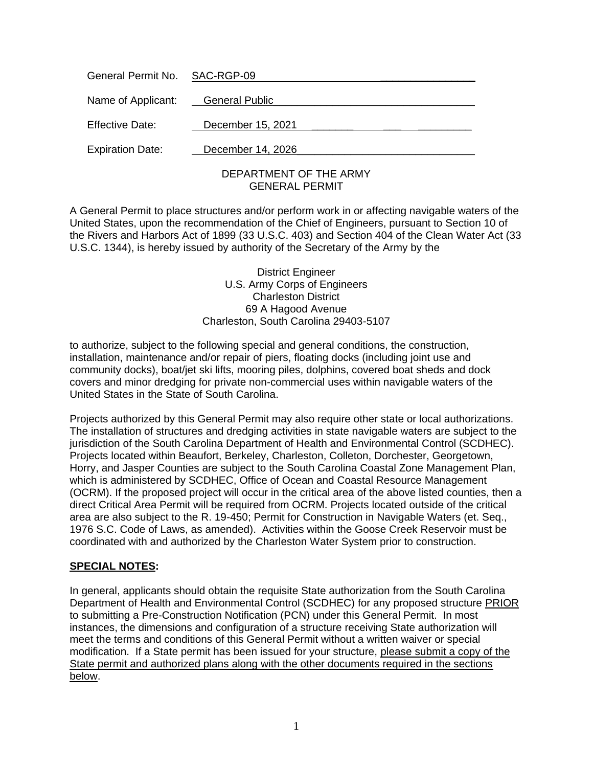General Permit No. SAC-RGP-09

Name of Applicant: General Public

Effective Date: December 15, 2021

Expiration Date: December 14, 2026

DEPARTMENT OF THE ARMY
GENERAL PERMIT

A General Permit to place structures and/or perform work in or affecting navigable waters of the United States, upon the recommendation of the Chief of Engineers, pursuant to Section 10 of the Rivers and Harbors Act of 1899 (33 U.S.C. 403) and Section 404 of the Clean Water Act (33 U.S.C. 1344), is hereby issued by authority of the Secretary of the Army by the

District Engineer
U.S. Army Corps of Engineers
Charleston District
69 A Hagood Avenue
Charleston, South Carolina 29403-5107

to authorize, subject to the following special and general conditions, the construction, installation, maintenance and/or repair of piers, floating docks (including joint use and community docks), boat/jet ski lifts, mooring piles, dolphins, covered boat sheds and dock covers and minor dredging for private non-commercial uses within navigable waters of the United States in the State of South Carolina.

Projects authorized by this General Permit may also require other state or local authorizations. The installation of structures and dredging activities in state navigable waters are subject to the jurisdiction of the South Carolina Department of Health and Environmental Control (SCDHEC). Projects located within Beaufort, Berkeley, Charleston, Colleton, Dorchester, Georgetown, Horry, and Jasper Counties are subject to the South Carolina Coastal Zone Management Plan, which is administered by SCDHEC, Office of Ocean and Coastal Resource Management (OCRM). If the proposed project will occur in the critical area of the above listed counties, then a direct Critical Area Permit will be required from OCRM. Projects located outside of the critical area are also subject to the R. 19-450; Permit for Construction in Navigable Waters (et. Seq., 1976 S.C. Code of Laws, as amended). Activities within the Goose Creek Reservoir must be coordinated with and authorized by the Charleston Water System prior to construction.

**SPECIAL NOTES:**

In general, applicants should obtain the requisite State authorization from the South Carolina Department of Health and Environmental Control (SCDHEC) for any proposed structure PRIOR to submitting a Pre-Construction Notification (PCN) under this General Permit. In most instances, the dimensions and configuration of a structure receiving State authorization will meet the terms and conditions of this General Permit without a written waiver or special modification. If a State permit has been issued for your structure, please submit a copy of the State permit and authorized plans along with the other documents required in the sections below.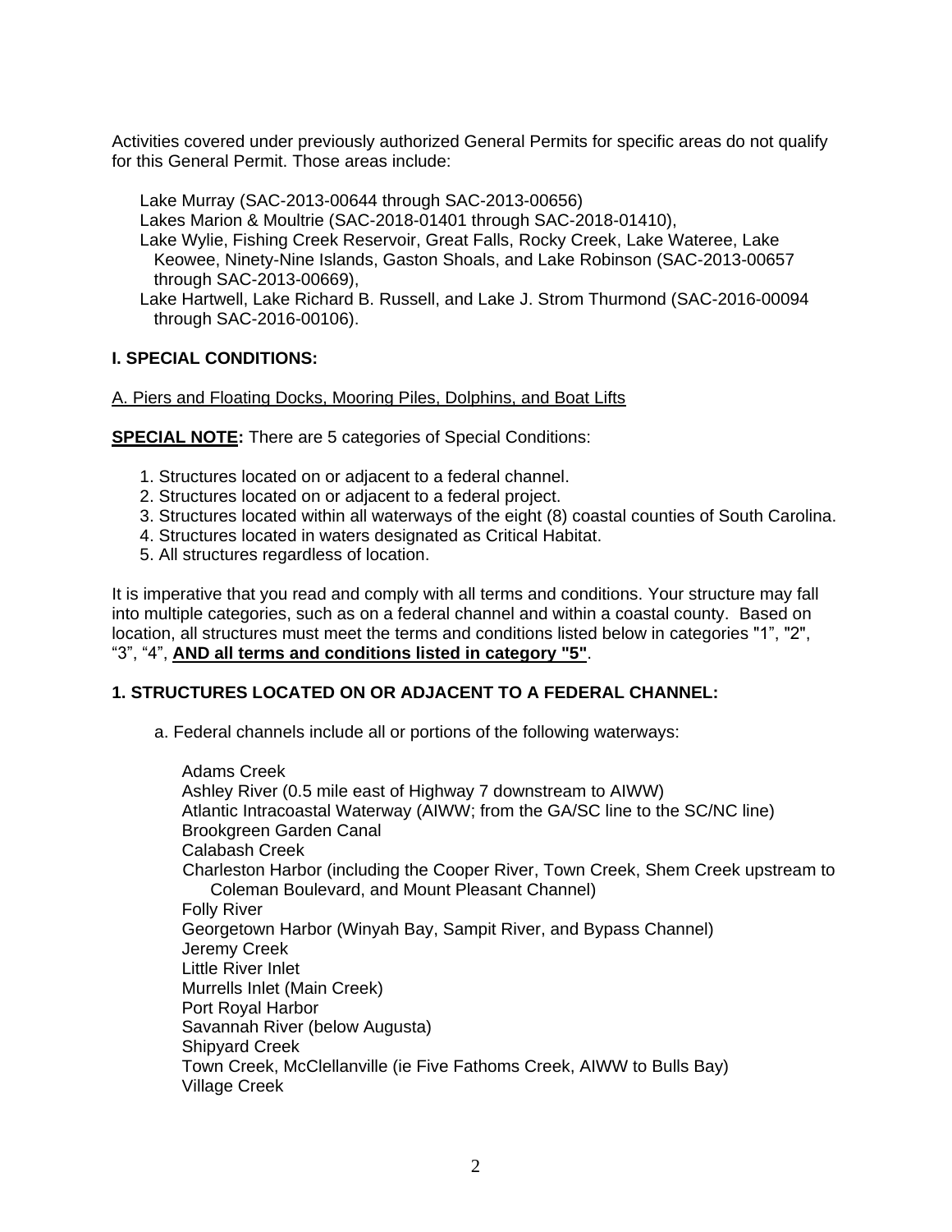Activities covered under previously authorized General Permits for specific areas do not qualify for this General Permit. Those areas include:

Lake Murray (SAC-2013-00644 through SAC-2013-00656)
Lakes Marion & Moultrie (SAC-2018-01401 through SAC-2018-01410),
Lake Wylie, Fishing Creek Reservoir, Great Falls, Rocky Creek, Lake Wateree, Lake Keowee, Ninety-Nine Islands, Gaston Shoals, and Lake Robinson (SAC-2013-00657 through SAC-2013-00669),
Lake Hartwell, Lake Richard B. Russell, and Lake J. Strom Thurmond (SAC-2016-00094 through SAC-2016-00106).

**I. SPECIAL CONDITIONS:**

A. Piers and Floating Docks, Mooring Piles, Dolphins, and Boat Lifts

**SPECIAL NOTE:** There are 5 categories of Special Conditions:

1. Structures located on or adjacent to a federal channel.
2. Structures located on or adjacent to a federal project.
3. Structures located within all waterways of the eight (8) coastal counties of South Carolina.
4. Structures located in waters designated as Critical Habitat.
5. All structures regardless of location.

It is imperative that you read and comply with all terms and conditions. Your structure may fall into multiple categories, such as on a federal channel and within a coastal county. Based on location, all structures must meet the terms and conditions listed below in categories "1", "2", "3", "4", **AND all terms and conditions listed in category "5"**.

**1. STRUCTURES LOCATED ON OR ADJACENT TO A FEDERAL CHANNEL:**

a. Federal channels include all or portions of the following waterways:

Adams Creek
Ashley River (0.5 mile east of Highway 7 downstream to AIWW)
Atlantic Intracoastal Waterway (AIWW; from the GA/SC line to the SC/NC line)
Brookgreen Garden Canal
Calabash Creek
Charleston Harbor (including the Cooper River, Town Creek, Shem Creek upstream to Coleman Boulevard, and Mount Pleasant Channel)
Folly River
Georgetown Harbor (Winyah Bay, Sampit River, and Bypass Channel)
Jeremy Creek
Little River Inlet
Murrells Inlet (Main Creek)
Port Royal Harbor
Savannah River (below Augusta)
Shipyard Creek
Town Creek, McClellanville (ie Five Fathoms Creek, AIWW to Bulls Bay)
Village Creek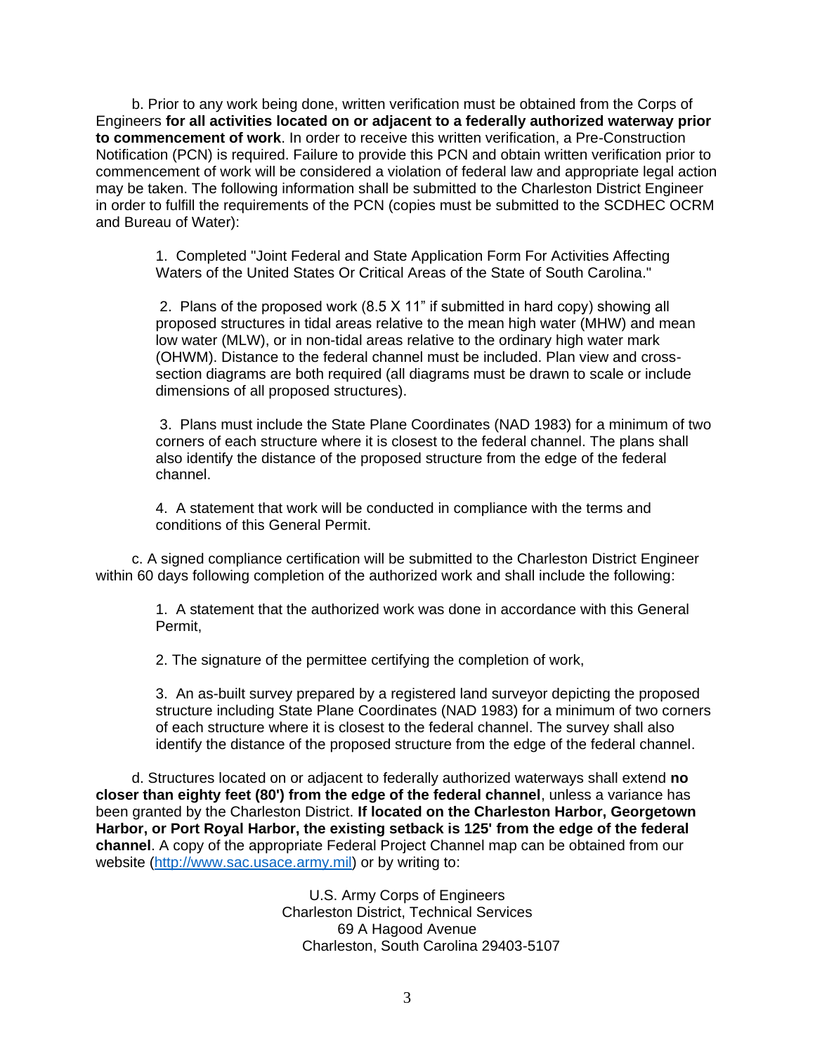b. Prior to any work being done, written verification must be obtained from the Corps of Engineers **for all activities located on or adjacent to a federally authorized waterway prior to commencement of work**. In order to receive this written verification, a Pre-Construction Notification (PCN) is required. Failure to provide this PCN and obtain written verification prior to commencement of work will be considered a violation of federal law and appropriate legal action may be taken. The following information shall be submitted to the Charleston District Engineer in order to fulfill the requirements of the PCN (copies must be submitted to the SCDHEC OCRM and Bureau of Water):

1. Completed "Joint Federal and State Application Form For Activities Affecting Waters of the United States Or Critical Areas of the State of South Carolina."

2. Plans of the proposed work (8.5 X 11" if submitted in hard copy) showing all proposed structures in tidal areas relative to the mean high water (MHW) and mean low water (MLW), or in non-tidal areas relative to the ordinary high water mark (OHWM). Distance to the federal channel must be included. Plan view and cross-section diagrams are both required (all diagrams must be drawn to scale or include dimensions of all proposed structures).

3. Plans must include the State Plane Coordinates (NAD 1983) for a minimum of two corners of each structure where it is closest to the federal channel. The plans shall also identify the distance of the proposed structure from the edge of the federal channel.

4. A statement that work will be conducted in compliance with the terms and conditions of this General Permit.

c. A signed compliance certification will be submitted to the Charleston District Engineer within 60 days following completion of the authorized work and shall include the following:

1. A statement that the authorized work was done in accordance with this General Permit,

2. The signature of the permittee certifying the completion of work,

3. An as-built survey prepared by a registered land surveyor depicting the proposed structure including State Plane Coordinates (NAD 1983) for a minimum of two corners of each structure where it is closest to the federal channel. The survey shall also identify the distance of the proposed structure from the edge of the federal channel.

d. Structures located on or adjacent to federally authorized waterways shall extend **no closer than eighty feet (80') from the edge of the federal channel**, unless a variance has been granted by the Charleston District. **If located on the Charleston Harbor, Georgetown Harbor, or Port Royal Harbor, the existing setback is 125' from the edge of the federal channel**. A copy of the appropriate Federal Project Channel map can be obtained from our website (http://www.sac.usace.army.mil) or by writing to:

U.S. Army Corps of Engineers
Charleston District, Technical Services
69 A Hagood Avenue
Charleston, South Carolina 29403-5107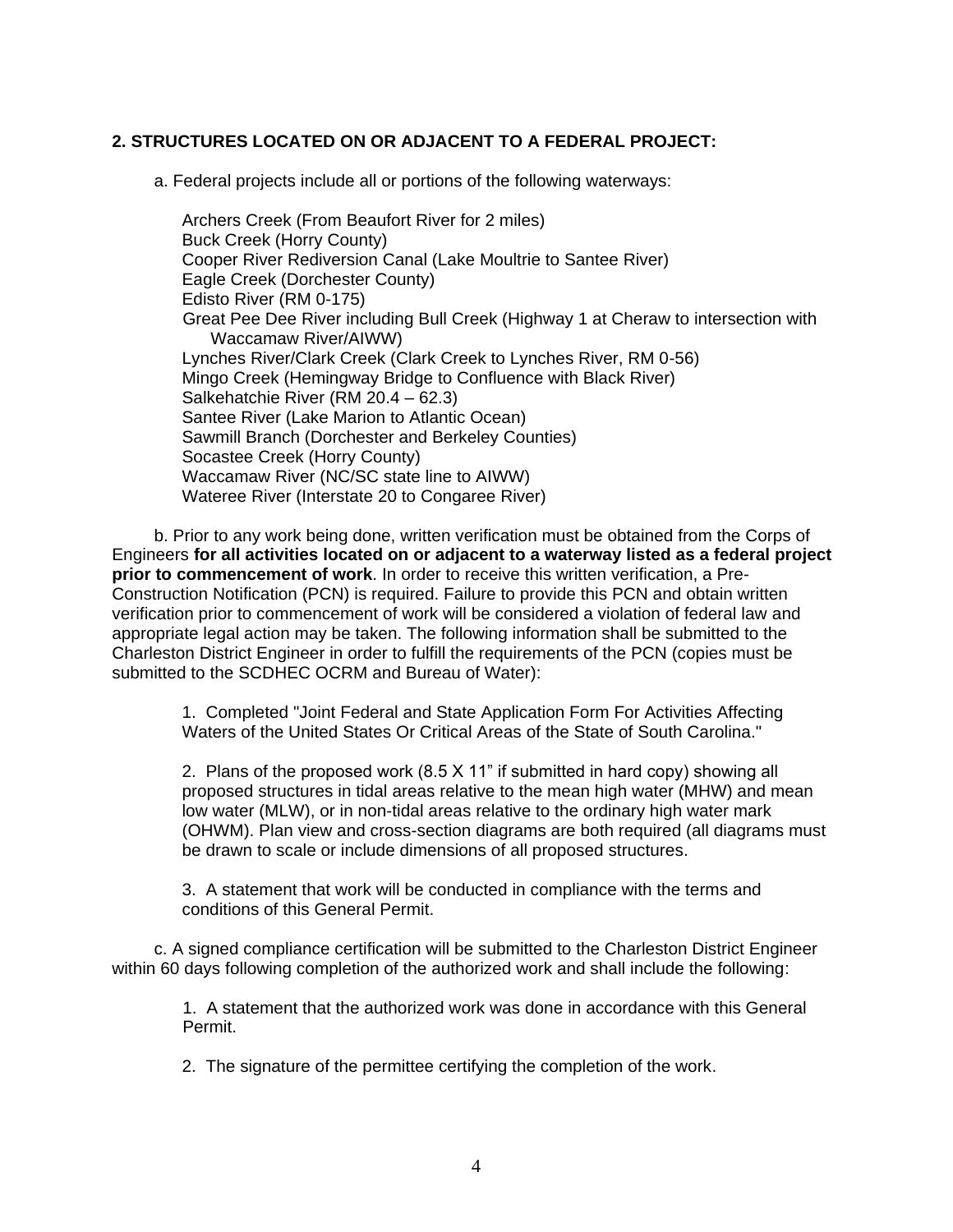**2. STRUCTURES LOCATED ON OR ADJACENT TO A FEDERAL PROJECT:**

a. Federal projects include all or portions of the following waterways:

Archers Creek (From Beaufort River for 2 miles)
Buck Creek (Horry County)
Cooper River Rediversion Canal (Lake Moultrie to Santee River)
Eagle Creek (Dorchester County)
Edisto River (RM 0-175)
Great Pee Dee River including Bull Creek (Highway 1 at Cheraw to intersection with Waccamaw River/AIWW)
Lynches River/Clark Creek (Clark Creek to Lynches River, RM 0-56)
Mingo Creek (Hemingway Bridge to Confluence with Black River)
Salkehatchie River (RM 20.4 – 62.3)
Santee River (Lake Marion to Atlantic Ocean)
Sawmill Branch (Dorchester and Berkeley Counties)
Socastee Creek (Horry County)
Waccamaw River (NC/SC state line to AIWW)
Wateree River (Interstate 20 to Congaree River)

b. Prior to any work being done, written verification must be obtained from the Corps of Engineers **for all activities located on or adjacent to a waterway listed as a federal project prior to commencement of work**. In order to receive this written verification, a Pre-Construction Notification (PCN) is required. Failure to provide this PCN and obtain written verification prior to commencement of work will be considered a violation of federal law and appropriate legal action may be taken. The following information shall be submitted to the Charleston District Engineer in order to fulfill the requirements of the PCN (copies must be submitted to the SCDHEC OCRM and Bureau of Water):

1. Completed "Joint Federal and State Application Form For Activities Affecting Waters of the United States Or Critical Areas of the State of South Carolina."

2. Plans of the proposed work (8.5 X 11" if submitted in hard copy) showing all proposed structures in tidal areas relative to the mean high water (MHW) and mean low water (MLW), or in non-tidal areas relative to the ordinary high water mark (OHWM). Plan view and cross-section diagrams are both required (all diagrams must be drawn to scale or include dimensions of all proposed structures.

3. A statement that work will be conducted in compliance with the terms and conditions of this General Permit.

c. A signed compliance certification will be submitted to the Charleston District Engineer within 60 days following completion of the authorized work and shall include the following:

1. A statement that the authorized work was done in accordance with this General Permit.

2. The signature of the permittee certifying the completion of the work.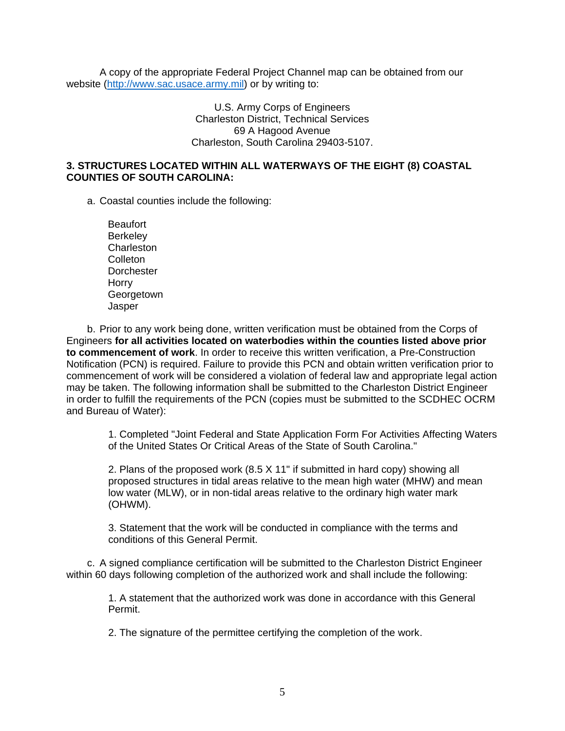A copy of the appropriate Federal Project Channel map can be obtained from our website (http://www.sac.usace.army.mil) or by writing to:

U.S. Army Corps of Engineers
Charleston District, Technical Services
69 A Hagood Avenue
Charleston, South Carolina 29403-5107.

**3. STRUCTURES LOCATED WITHIN ALL WATERWAYS OF THE EIGHT (8) COASTAL COUNTIES OF SOUTH CAROLINA:**

a. Coastal counties include the following:

Beaufort
Berkeley
Charleston
Colleton
Dorchester
Horry
Georgetown
Jasper

b. Prior to any work being done, written verification must be obtained from the Corps of Engineers **for all activities located on waterbodies within the counties listed above prior to commencement of work**. In order to receive this written verification, a Pre-Construction Notification (PCN) is required. Failure to provide this PCN and obtain written verification prior to commencement of work will be considered a violation of federal law and appropriate legal action may be taken. The following information shall be submitted to the Charleston District Engineer in order to fulfill the requirements of the PCN (copies must be submitted to the SCDHEC OCRM and Bureau of Water):

1. Completed "Joint Federal and State Application Form For Activities Affecting Waters of the United States Or Critical Areas of the State of South Carolina."

2. Plans of the proposed work (8.5 X 11" if submitted in hard copy) showing all proposed structures in tidal areas relative to the mean high water (MHW) and mean low water (MLW), or in non-tidal areas relative to the ordinary high water mark (OHWM).

3. Statement that the work will be conducted in compliance with the terms and conditions of this General Permit.

c. A signed compliance certification will be submitted to the Charleston District Engineer within 60 days following completion of the authorized work and shall include the following:

1. A statement that the authorized work was done in accordance with this General Permit.

2. The signature of the permittee certifying the completion of the work.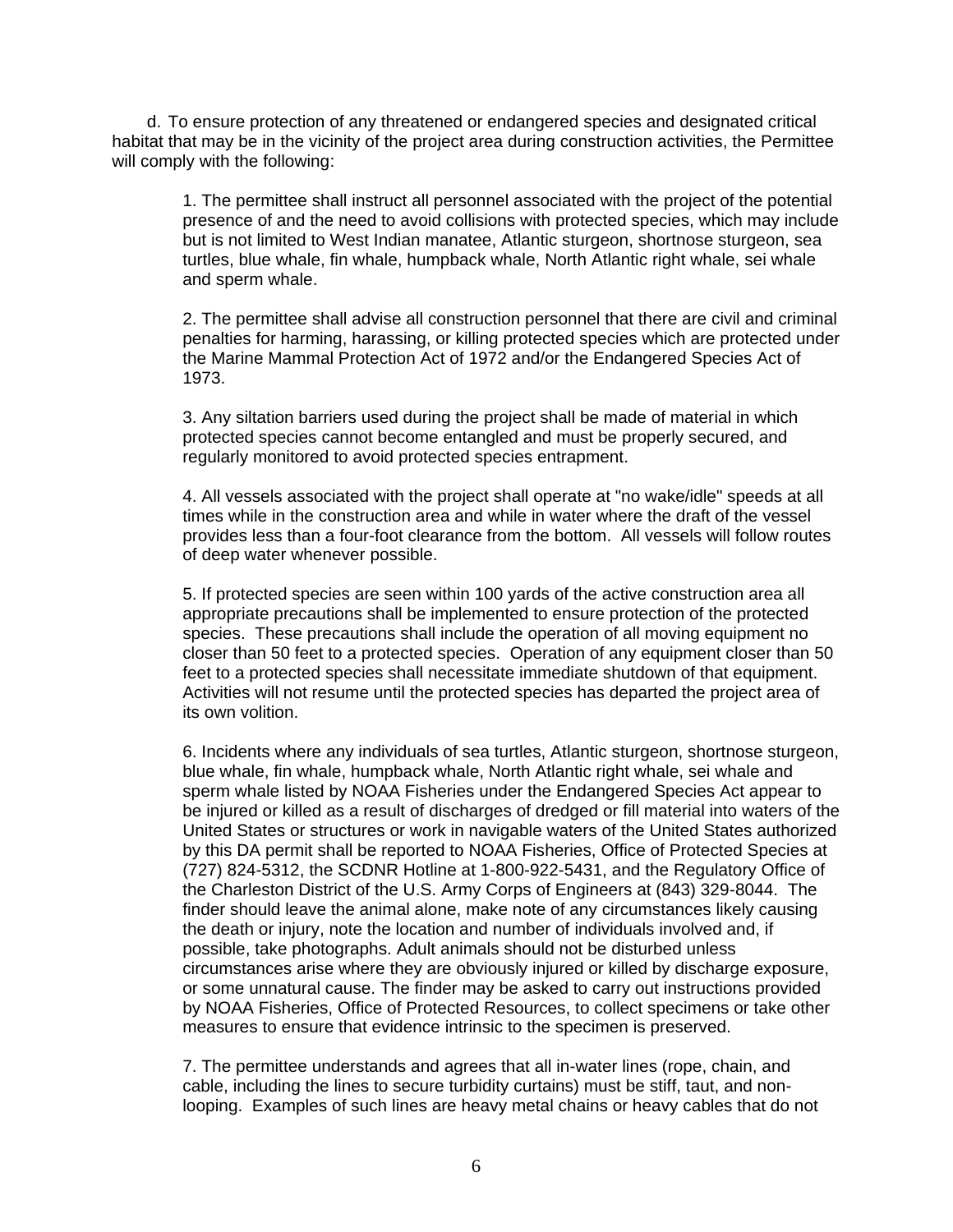d. To ensure protection of any threatened or endangered species and designated critical habitat that may be in the vicinity of the project area during construction activities, the Permittee will comply with the following:

1. The permittee shall instruct all personnel associated with the project of the potential presence of and the need to avoid collisions with protected species, which may include but is not limited to West Indian manatee, Atlantic sturgeon, shortnose sturgeon, sea turtles, blue whale, fin whale, humpback whale, North Atlantic right whale, sei whale and sperm whale.

2. The permittee shall advise all construction personnel that there are civil and criminal penalties for harming, harassing, or killing protected species which are protected under the Marine Mammal Protection Act of 1972 and/or the Endangered Species Act of 1973.

3. Any siltation barriers used during the project shall be made of material in which protected species cannot become entangled and must be properly secured, and regularly monitored to avoid protected species entrapment.

4. All vessels associated with the project shall operate at "no wake/idle" speeds at all times while in the construction area and while in water where the draft of the vessel provides less than a four-foot clearance from the bottom. All vessels will follow routes of deep water whenever possible.

5. If protected species are seen within 100 yards of the active construction area all appropriate precautions shall be implemented to ensure protection of the protected species. These precautions shall include the operation of all moving equipment no closer than 50 feet to a protected species. Operation of any equipment closer than 50 feet to a protected species shall necessitate immediate shutdown of that equipment. Activities will not resume until the protected species has departed the project area of its own volition.

6. Incidents where any individuals of sea turtles, Atlantic sturgeon, shortnose sturgeon, blue whale, fin whale, humpback whale, North Atlantic right whale, sei whale and sperm whale listed by NOAA Fisheries under the Endangered Species Act appear to be injured or killed as a result of discharges of dredged or fill material into waters of the United States or structures or work in navigable waters of the United States authorized by this DA permit shall be reported to NOAA Fisheries, Office of Protected Species at (727) 824-5312, the SCDNR Hotline at 1-800-922-5431, and the Regulatory Office of the Charleston District of the U.S. Army Corps of Engineers at (843) 329-8044. The finder should leave the animal alone, make note of any circumstances likely causing the death or injury, note the location and number of individuals involved and, if possible, take photographs. Adult animals should not be disturbed unless circumstances arise where they are obviously injured or killed by discharge exposure, or some unnatural cause. The finder may be asked to carry out instructions provided by NOAA Fisheries, Office of Protected Resources, to collect specimens or take other measures to ensure that evidence intrinsic to the specimen is preserved.

7. The permittee understands and agrees that all in-water lines (rope, chain, and cable, including the lines to secure turbidity curtains) must be stiff, taut, and non-looping. Examples of such lines are heavy metal chains or heavy cables that do not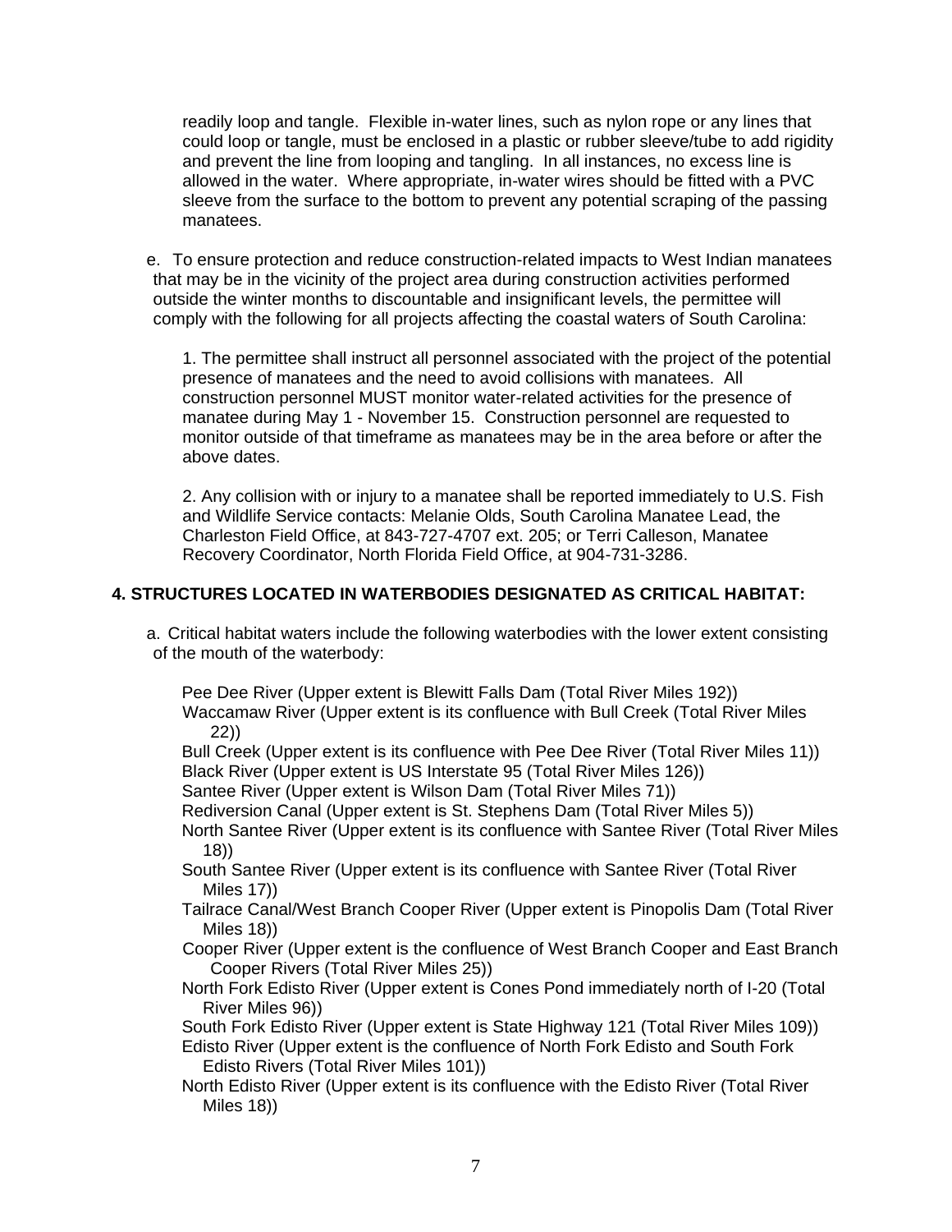readily loop and tangle. Flexible in-water lines, such as nylon rope or any lines that could loop or tangle, must be enclosed in a plastic or rubber sleeve/tube to add rigidity and prevent the line from looping and tangling. In all instances, no excess line is allowed in the water. Where appropriate, in-water wires should be fitted with a PVC sleeve from the surface to the bottom to prevent any potential scraping of the passing manatees.

e. To ensure protection and reduce construction-related impacts to West Indian manatees that may be in the vicinity of the project area during construction activities performed outside the winter months to discountable and insignificant levels, the permittee will comply with the following for all projects affecting the coastal waters of South Carolina:

1. The permittee shall instruct all personnel associated with the project of the potential presence of manatees and the need to avoid collisions with manatees. All construction personnel MUST monitor water-related activities for the presence of manatee during May 1 - November 15. Construction personnel are requested to monitor outside of that timeframe as manatees may be in the area before or after the above dates.

2. Any collision with or injury to a manatee shall be reported immediately to U.S. Fish and Wildlife Service contacts: Melanie Olds, South Carolina Manatee Lead, the Charleston Field Office, at 843-727-4707 ext. 205; or Terri Calleson, Manatee Recovery Coordinator, North Florida Field Office, at 904-731-3286.

**4. STRUCTURES LOCATED IN WATERBODIES DESIGNATED AS CRITICAL HABITAT:**

a. Critical habitat waters include the following waterbodies with the lower extent consisting of the mouth of the waterbody:

Pee Dee River (Upper extent is Blewitt Falls Dam (Total River Miles 192))
Waccamaw River (Upper extent is its confluence with Bull Creek (Total River Miles 22))
Bull Creek (Upper extent is its confluence with Pee Dee River (Total River Miles 11))
Black River (Upper extent is US Interstate 95 (Total River Miles 126))
Santee River (Upper extent is Wilson Dam (Total River Miles 71))
Rediversion Canal (Upper extent is St. Stephens Dam (Total River Miles 5))
North Santee River (Upper extent is its confluence with Santee River (Total River Miles 18))
South Santee River (Upper extent is its confluence with Santee River (Total River Miles 17))
Tailrace Canal/West Branch Cooper River (Upper extent is Pinopolis Dam (Total River Miles 18))
Cooper River (Upper extent is the confluence of West Branch Cooper and East Branch Cooper Rivers (Total River Miles 25))
North Fork Edisto River (Upper extent is Cones Pond immediately north of I-20 (Total River Miles 96))
South Fork Edisto River (Upper extent is State Highway 121 (Total River Miles 109))
Edisto River (Upper extent is the confluence of North Fork Edisto and South Fork Edisto Rivers (Total River Miles 101))
North Edisto River (Upper extent is its confluence with the Edisto River (Total River Miles 18))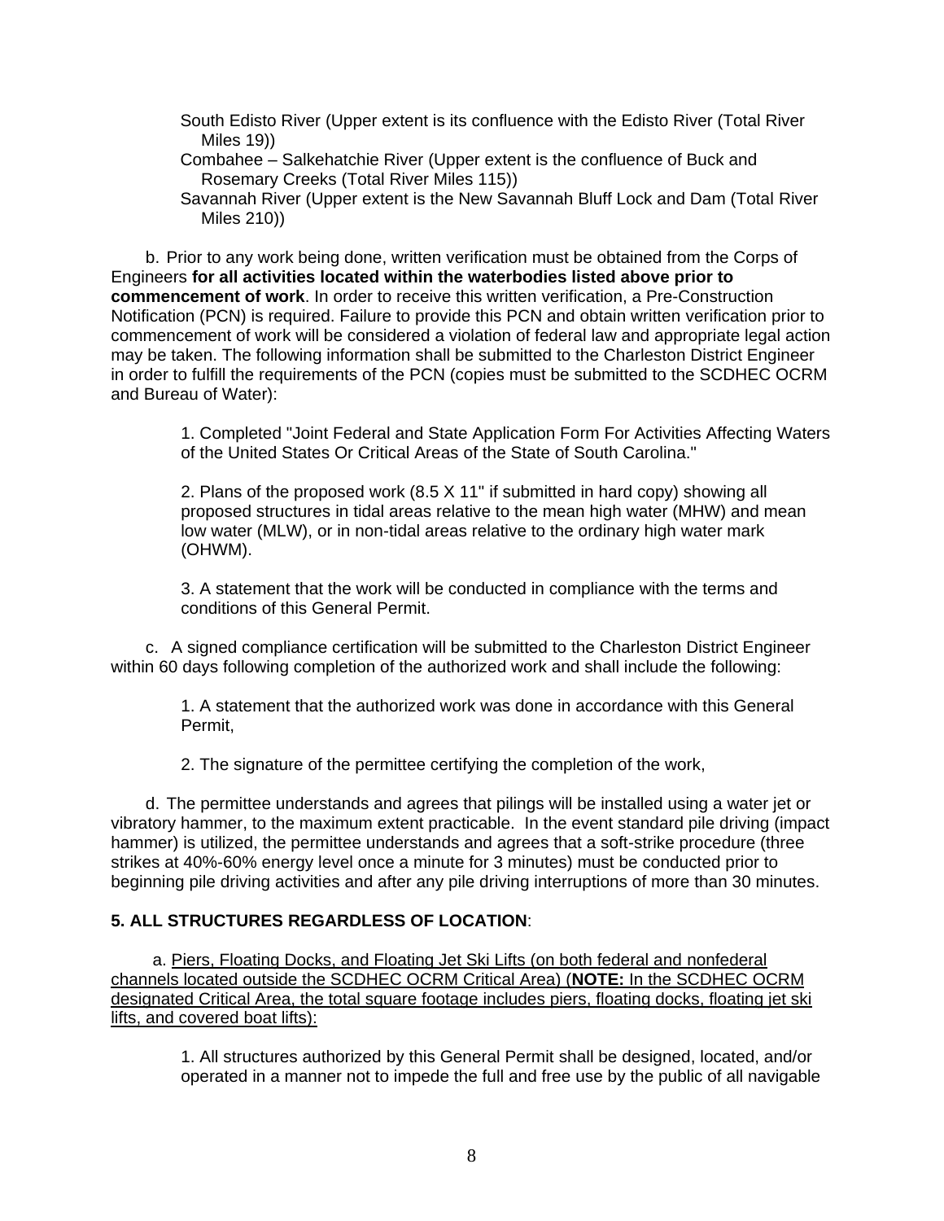South Edisto River (Upper extent is its confluence with the Edisto River (Total River Miles 19))

Combahee – Salkehatchie River (Upper extent is the confluence of Buck and Rosemary Creeks (Total River Miles 115))

Savannah River (Upper extent is the New Savannah Bluff Lock and Dam (Total River Miles 210))

b. Prior to any work being done, written verification must be obtained from the Corps of Engineers **for all activities located within the waterbodies listed above prior to commencement of work**. In order to receive this written verification, a Pre-Construction Notification (PCN) is required. Failure to provide this PCN and obtain written verification prior to commencement of work will be considered a violation of federal law and appropriate legal action may be taken. The following information shall be submitted to the Charleston District Engineer in order to fulfill the requirements of the PCN (copies must be submitted to the SCDHEC OCRM and Bureau of Water):

1. Completed "Joint Federal and State Application Form For Activities Affecting Waters of the United States Or Critical Areas of the State of South Carolina."

2. Plans of the proposed work (8.5 X 11" if submitted in hard copy) showing all proposed structures in tidal areas relative to the mean high water (MHW) and mean low water (MLW), or in non-tidal areas relative to the ordinary high water mark (OHWM).

3. A statement that the work will be conducted in compliance with the terms and conditions of this General Permit.

c. A signed compliance certification will be submitted to the Charleston District Engineer within 60 days following completion of the authorized work and shall include the following:

1. A statement that the authorized work was done in accordance with this General Permit,

2. The signature of the permittee certifying the completion of the work,

d. The permittee understands and agrees that pilings will be installed using a water jet or vibratory hammer, to the maximum extent practicable. In the event standard pile driving (impact hammer) is utilized, the permittee understands and agrees that a soft-strike procedure (three strikes at 40%-60% energy level once a minute for 3 minutes) must be conducted prior to beginning pile driving activities and after any pile driving interruptions of more than 30 minutes.

**5. ALL STRUCTURES REGARDLESS OF LOCATION**:

a. Piers, Floating Docks, and Floating Jet Ski Lifts (on both federal and nonfederal channels located outside the SCDHEC OCRM Critical Area) (**NOTE:** In the SCDHEC OCRM designated Critical Area, the total square footage includes piers, floating docks, floating jet ski lifts, and covered boat lifts):

1. All structures authorized by this General Permit shall be designed, located, and/or operated in a manner not to impede the full and free use by the public of all navigable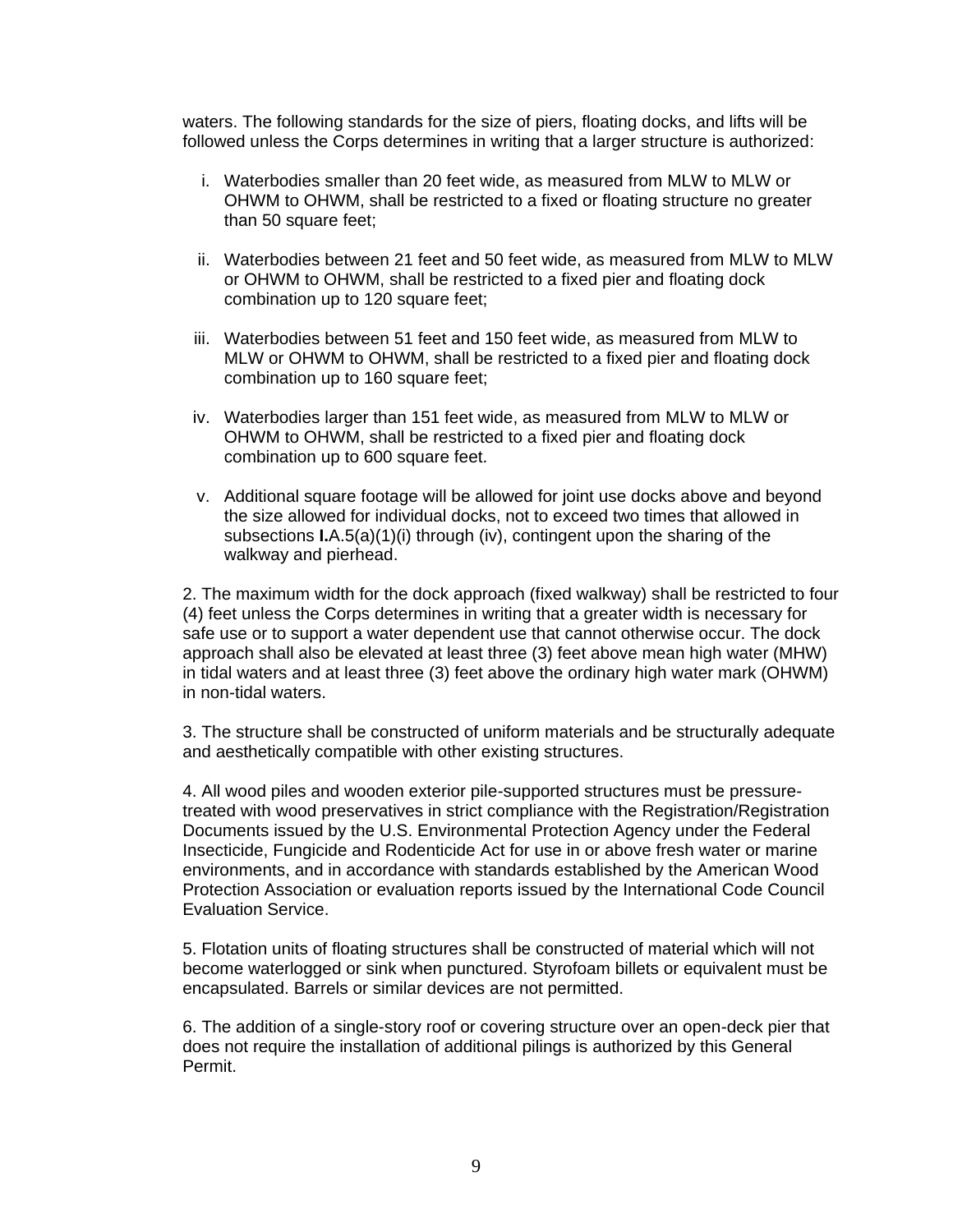waters. The following standards for the size of piers, floating docks, and lifts will be followed unless the Corps determines in writing that a larger structure is authorized:

i. Waterbodies smaller than 20 feet wide, as measured from MLW to MLW or OHWM to OHWM, shall be restricted to a fixed or floating structure no greater than 50 square feet;

ii. Waterbodies between 21 feet and 50 feet wide, as measured from MLW to MLW or OHWM to OHWM, shall be restricted to a fixed pier and floating dock combination up to 120 square feet;

iii. Waterbodies between 51 feet and 150 feet wide, as measured from MLW to MLW or OHWM to OHWM, shall be restricted to a fixed pier and floating dock combination up to 160 square feet;

iv. Waterbodies larger than 151 feet wide, as measured from MLW to MLW or OHWM to OHWM, shall be restricted to a fixed pier and floating dock combination up to 600 square feet.

v. Additional square footage will be allowed for joint use docks above and beyond the size allowed for individual docks, not to exceed two times that allowed in subsections **I.**A.5(a)(1)(i) through (iv), contingent upon the sharing of the walkway and pierhead.

2. The maximum width for the dock approach (fixed walkway) shall be restricted to four (4) feet unless the Corps determines in writing that a greater width is necessary for safe use or to support a water dependent use that cannot otherwise occur. The dock approach shall also be elevated at least three (3) feet above mean high water (MHW) in tidal waters and at least three (3) feet above the ordinary high water mark (OHWM) in non-tidal waters.

3. The structure shall be constructed of uniform materials and be structurally adequate and aesthetically compatible with other existing structures.

4. All wood piles and wooden exterior pile-supported structures must be pressure-treated with wood preservatives in strict compliance with the Registration/Registration Documents issued by the U.S. Environmental Protection Agency under the Federal Insecticide, Fungicide and Rodenticide Act for use in or above fresh water or marine environments, and in accordance with standards established by the American Wood Protection Association or evaluation reports issued by the International Code Council Evaluation Service.

5. Flotation units of floating structures shall be constructed of material which will not become waterlogged or sink when punctured. Styrofoam billets or equivalent must be encapsulated. Barrels or similar devices are not permitted.

6. The addition of a single-story roof or covering structure over an open-deck pier that does not require the installation of additional pilings is authorized by this General Permit.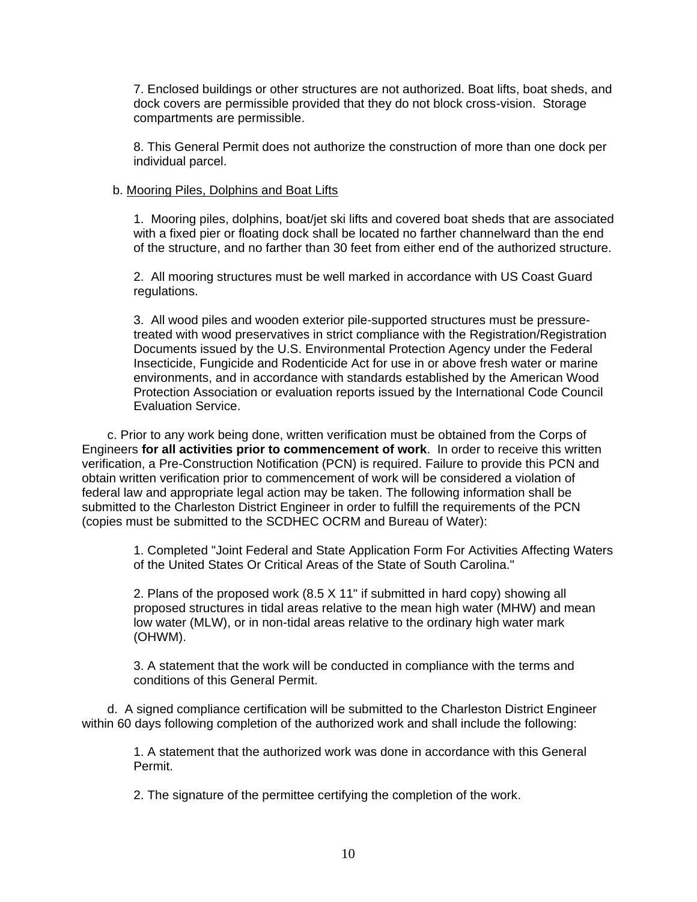7. Enclosed buildings or other structures are not authorized. Boat lifts, boat sheds, and dock covers are permissible provided that they do not block cross-vision. Storage compartments are permissible.

8. This General Permit does not authorize the construction of more than one dock per individual parcel.

b. Mooring Piles, Dolphins and Boat Lifts

1. Mooring piles, dolphins, boat/jet ski lifts and covered boat sheds that are associated with a fixed pier or floating dock shall be located no farther channelward than the end of the structure, and no farther than 30 feet from either end of the authorized structure.

2. All mooring structures must be well marked in accordance with US Coast Guard regulations.

3. All wood piles and wooden exterior pile-supported structures must be pressure-treated with wood preservatives in strict compliance with the Registration/Registration Documents issued by the U.S. Environmental Protection Agency under the Federal Insecticide, Fungicide and Rodenticide Act for use in or above fresh water or marine environments, and in accordance with standards established by the American Wood Protection Association or evaluation reports issued by the International Code Council Evaluation Service.

c. Prior to any work being done, written verification must be obtained from the Corps of Engineers **for all activities prior to commencement of work**. In order to receive this written verification, a Pre-Construction Notification (PCN) is required. Failure to provide this PCN and obtain written verification prior to commencement of work will be considered a violation of federal law and appropriate legal action may be taken. The following information shall be submitted to the Charleston District Engineer in order to fulfill the requirements of the PCN (copies must be submitted to the SCDHEC OCRM and Bureau of Water):

1. Completed "Joint Federal and State Application Form For Activities Affecting Waters of the United States Or Critical Areas of the State of South Carolina."

2. Plans of the proposed work (8.5 X 11" if submitted in hard copy) showing all proposed structures in tidal areas relative to the mean high water (MHW) and mean low water (MLW), or in non-tidal areas relative to the ordinary high water mark (OHWM).

3. A statement that the work will be conducted in compliance with the terms and conditions of this General Permit.

d. A signed compliance certification will be submitted to the Charleston District Engineer within 60 days following completion of the authorized work and shall include the following:

1. A statement that the authorized work was done in accordance with this General Permit.

2. The signature of the permittee certifying the completion of the work.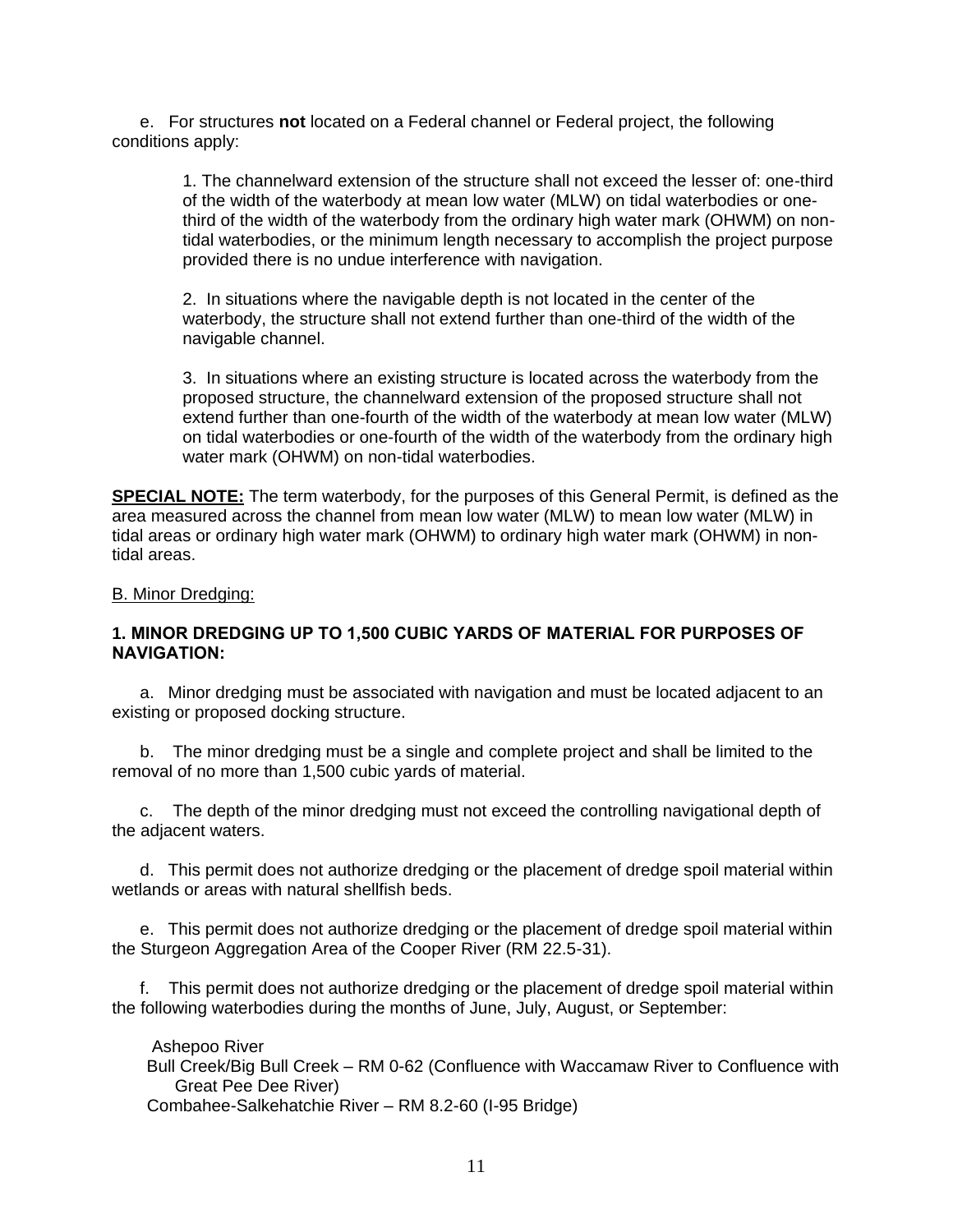e. For structures **not** located on a Federal channel or Federal project, the following conditions apply:

> 1. The channelward extension of the structure shall not exceed the lesser of: one-third of the width of the waterbody at mean low water (MLW) on tidal waterbodies or one-third of the width of the waterbody from the ordinary high water mark (OHWM) on non-tidal waterbodies, or the minimum length necessary to accomplish the project purpose provided there is no undue interference with navigation.
>
> 2. In situations where the navigable depth is not located in the center of the waterbody, the structure shall not extend further than one-third of the width of the navigable channel.
>
> 3. In situations where an existing structure is located across the waterbody from the proposed structure, the channelward extension of the proposed structure shall not extend further than one-fourth of the width of the waterbody at mean low water (MLW) on tidal waterbodies or one-fourth of the width of the waterbody from the ordinary high water mark (OHWM) on non-tidal waterbodies.

**SPECIAL NOTE:** The term waterbody, for the purposes of this General Permit, is defined as the area measured across the channel from mean low water (MLW) to mean low water (MLW) in tidal areas or ordinary high water mark (OHWM) to ordinary high water mark (OHWM) in non-tidal areas.

<u>B. Minor Dredging:</u>

**1. MINOR DREDGING UP TO 1,500 CUBIC YARDS OF MATERIAL FOR PURPOSES OF NAVIGATION:**

a. Minor dredging must be associated with navigation and must be located adjacent to an existing or proposed docking structure.

b. The minor dredging must be a single and complete project and shall be limited to the removal of no more than 1,500 cubic yards of material.

c. The depth of the minor dredging must not exceed the controlling navigational depth of the adjacent waters.

d. This permit does not authorize dredging or the placement of dredge spoil material within wetlands or areas with natural shellfish beds.

e. This permit does not authorize dredging or the placement of dredge spoil material within the Sturgeon Aggregation Area of the Cooper River (RM 22.5-31).

f. This permit does not authorize dredging or the placement of dredge spoil material within the following waterbodies during the months of June, July, August, or September:

Ashepoo River
Bull Creek/Big Bull Creek – RM 0-62 (Confluence with Waccamaw River to Confluence with Great Pee Dee River)
Combahee-Salkehatchie River – RM 8.2-60 (I-95 Bridge)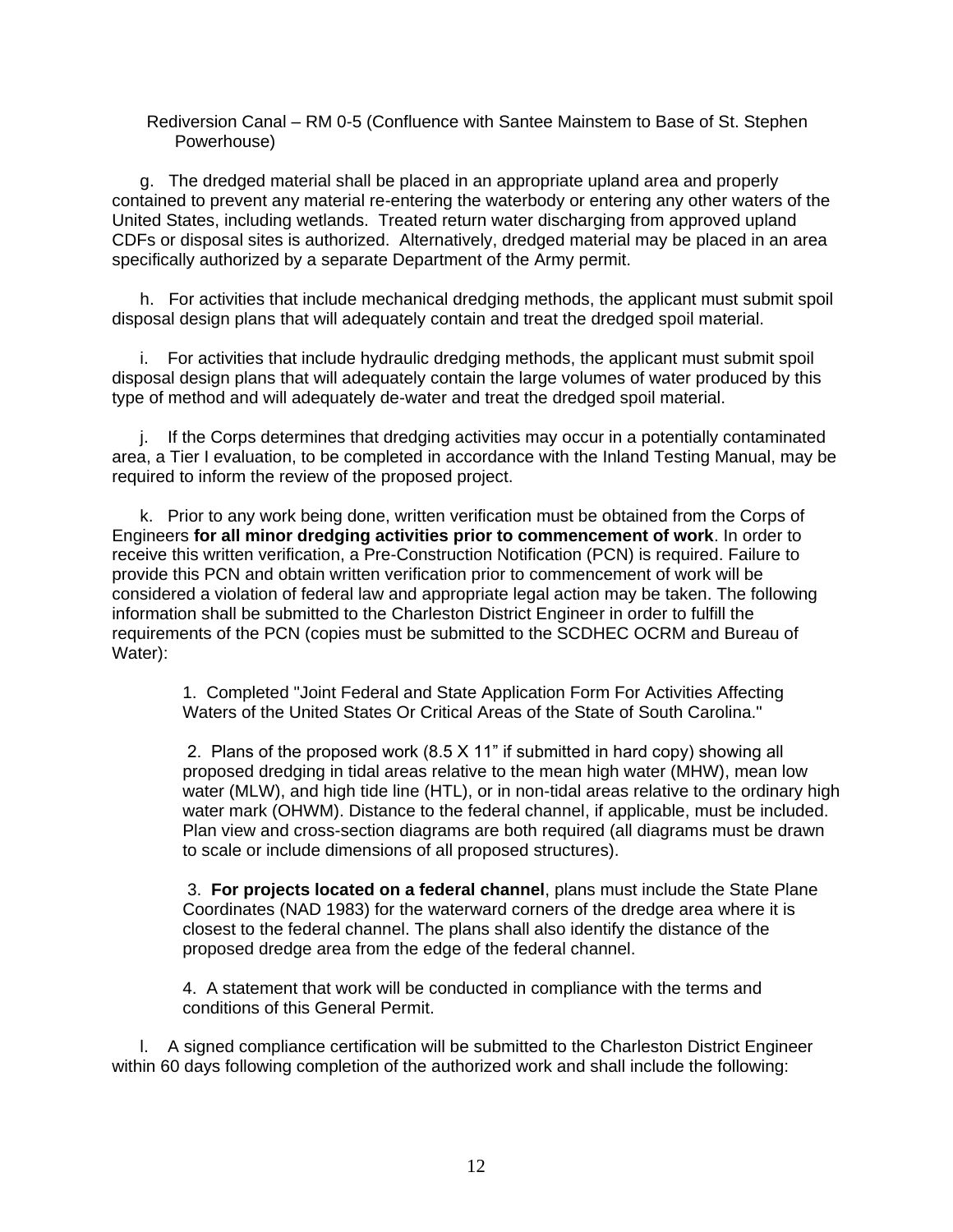Rediversion Canal – RM 0-5 (Confluence with Santee Mainstem to Base of St. Stephen Powerhouse)

g. The dredged material shall be placed in an appropriate upland area and properly contained to prevent any material re-entering the waterbody or entering any other waters of the United States, including wetlands. Treated return water discharging from approved upland CDFs or disposal sites is authorized. Alternatively, dredged material may be placed in an area specifically authorized by a separate Department of the Army permit.

h. For activities that include mechanical dredging methods, the applicant must submit spoil disposal design plans that will adequately contain and treat the dredged spoil material.

i. For activities that include hydraulic dredging methods, the applicant must submit spoil disposal design plans that will adequately contain the large volumes of water produced by this type of method and will adequately de-water and treat the dredged spoil material.

j. If the Corps determines that dredging activities may occur in a potentially contaminated area, a Tier I evaluation, to be completed in accordance with the Inland Testing Manual, may be required to inform the review of the proposed project.

k. Prior to any work being done, written verification must be obtained from the Corps of Engineers **for all minor dredging activities prior to commencement of work**. In order to receive this written verification, a Pre-Construction Notification (PCN) is required. Failure to provide this PCN and obtain written verification prior to commencement of work will be considered a violation of federal law and appropriate legal action may be taken. The following information shall be submitted to the Charleston District Engineer in order to fulfill the requirements of the PCN (copies must be submitted to the SCDHEC OCRM and Bureau of Water):

1. Completed "Joint Federal and State Application Form For Activities Affecting Waters of the United States Or Critical Areas of the State of South Carolina."

2. Plans of the proposed work (8.5 X 11" if submitted in hard copy) showing all proposed dredging in tidal areas relative to the mean high water (MHW), mean low water (MLW), and high tide line (HTL), or in non-tidal areas relative to the ordinary high water mark (OHWM). Distance to the federal channel, if applicable, must be included. Plan view and cross-section diagrams are both required (all diagrams must be drawn to scale or include dimensions of all proposed structures).

3. **For projects located on a federal channel**, plans must include the State Plane Coordinates (NAD 1983) for the waterward corners of the dredge area where it is closest to the federal channel. The plans shall also identify the distance of the proposed dredge area from the edge of the federal channel.

4. A statement that work will be conducted in compliance with the terms and conditions of this General Permit.

l. A signed compliance certification will be submitted to the Charleston District Engineer within 60 days following completion of the authorized work and shall include the following: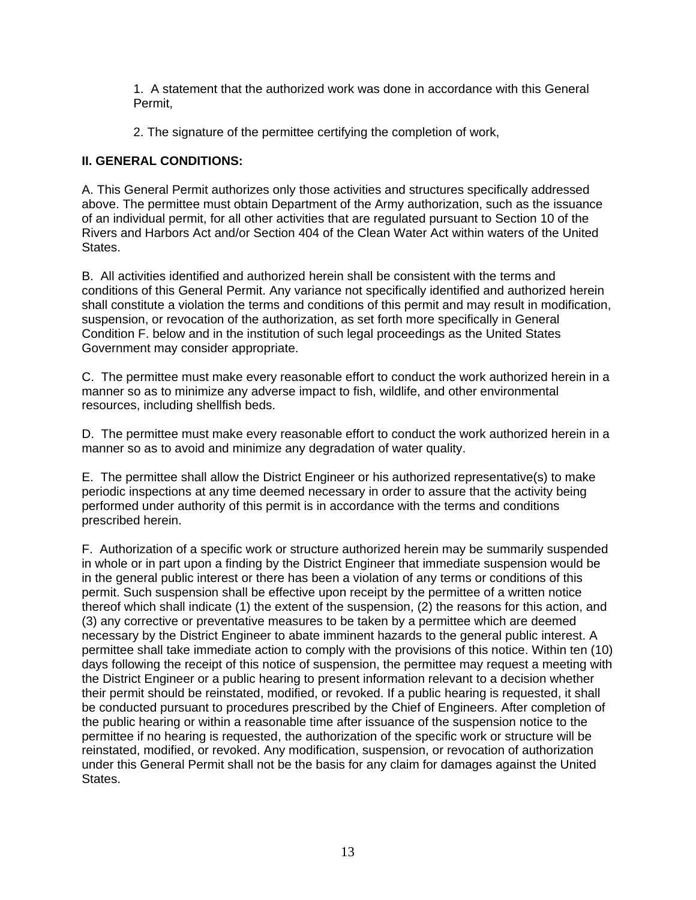1. A statement that the authorized work was done in accordance with this General Permit,

2. The signature of the permittee certifying the completion of work,

**II. GENERAL CONDITIONS:**

A. This General Permit authorizes only those activities and structures specifically addressed above. The permittee must obtain Department of the Army authorization, such as the issuance of an individual permit, for all other activities that are regulated pursuant to Section 10 of the Rivers and Harbors Act and/or Section 404 of the Clean Water Act within waters of the United States.

B. All activities identified and authorized herein shall be consistent with the terms and conditions of this General Permit. Any variance not specifically identified and authorized herein shall constitute a violation the terms and conditions of this permit and may result in modification, suspension, or revocation of the authorization, as set forth more specifically in General Condition F. below and in the institution of such legal proceedings as the United States Government may consider appropriate.

C. The permittee must make every reasonable effort to conduct the work authorized herein in a manner so as to minimize any adverse impact to fish, wildlife, and other environmental resources, including shellfish beds.

D. The permittee must make every reasonable effort to conduct the work authorized herein in a manner so as to avoid and minimize any degradation of water quality.

E. The permittee shall allow the District Engineer or his authorized representative(s) to make periodic inspections at any time deemed necessary in order to assure that the activity being performed under authority of this permit is in accordance with the terms and conditions prescribed herein.

F. Authorization of a specific work or structure authorized herein may be summarily suspended in whole or in part upon a finding by the District Engineer that immediate suspension would be in the general public interest or there has been a violation of any terms or conditions of this permit. Such suspension shall be effective upon receipt by the permittee of a written notice thereof which shall indicate (1) the extent of the suspension, (2) the reasons for this action, and (3) any corrective or preventative measures to be taken by a permittee which are deemed necessary by the District Engineer to abate imminent hazards to the general public interest. A permittee shall take immediate action to comply with the provisions of this notice. Within ten (10) days following the receipt of this notice of suspension, the permittee may request a meeting with the District Engineer or a public hearing to present information relevant to a decision whether their permit should be reinstated, modified, or revoked. If a public hearing is requested, it shall be conducted pursuant to procedures prescribed by the Chief of Engineers. After completion of the public hearing or within a reasonable time after issuance of the suspension notice to the permittee if no hearing is requested, the authorization of the specific work or structure will be reinstated, modified, or revoked. Any modification, suspension, or revocation of authorization under this General Permit shall not be the basis for any claim for damages against the United States.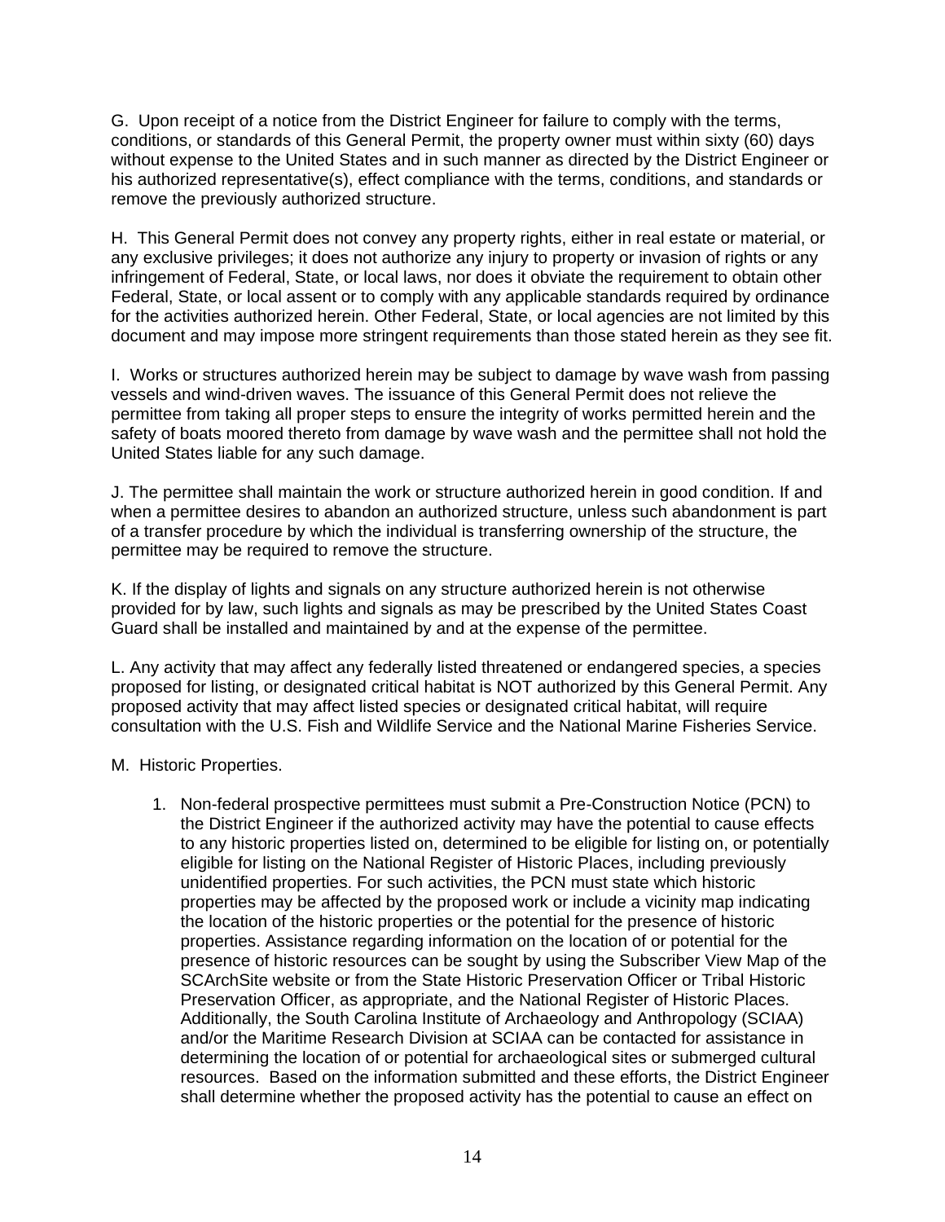G. Upon receipt of a notice from the District Engineer for failure to comply with the terms, conditions, or standards of this General Permit, the property owner must within sixty (60) days without expense to the United States and in such manner as directed by the District Engineer or his authorized representative(s), effect compliance with the terms, conditions, and standards or remove the previously authorized structure.

H. This General Permit does not convey any property rights, either in real estate or material, or any exclusive privileges; it does not authorize any injury to property or invasion of rights or any infringement of Federal, State, or local laws, nor does it obviate the requirement to obtain other Federal, State, or local assent or to comply with any applicable standards required by ordinance for the activities authorized herein. Other Federal, State, or local agencies are not limited by this document and may impose more stringent requirements than those stated herein as they see fit.

I. Works or structures authorized herein may be subject to damage by wave wash from passing vessels and wind-driven waves. The issuance of this General Permit does not relieve the permittee from taking all proper steps to ensure the integrity of works permitted herein and the safety of boats moored thereto from damage by wave wash and the permittee shall not hold the United States liable for any such damage.

J. The permittee shall maintain the work or structure authorized herein in good condition. If and when a permittee desires to abandon an authorized structure, unless such abandonment is part of a transfer procedure by which the individual is transferring ownership of the structure, the permittee may be required to remove the structure.

K. If the display of lights and signals on any structure authorized herein is not otherwise provided for by law, such lights and signals as may be prescribed by the United States Coast Guard shall be installed and maintained by and at the expense of the permittee.

L. Any activity that may affect any federally listed threatened or endangered species, a species proposed for listing, or designated critical habitat is NOT authorized by this General Permit. Any proposed activity that may affect listed species or designated critical habitat, will require consultation with the U.S. Fish and Wildlife Service and the National Marine Fisheries Service.

M. Historic Properties.

1. Non-federal prospective permittees must submit a Pre-Construction Notice (PCN) to the District Engineer if the authorized activity may have the potential to cause effects to any historic properties listed on, determined to be eligible for listing on, or potentially eligible for listing on the National Register of Historic Places, including previously unidentified properties. For such activities, the PCN must state which historic properties may be affected by the proposed work or include a vicinity map indicating the location of the historic properties or the potential for the presence of historic properties. Assistance regarding information on the location of or potential for the presence of historic resources can be sought by using the Subscriber View Map of the SCArchSite website or from the State Historic Preservation Officer or Tribal Historic Preservation Officer, as appropriate, and the National Register of Historic Places. Additionally, the South Carolina Institute of Archaeology and Anthropology (SCIAA) and/or the Maritime Research Division at SCIAA can be contacted for assistance in determining the location of or potential for archaeological sites or submerged cultural resources. Based on the information submitted and these efforts, the District Engineer shall determine whether the proposed activity has the potential to cause an effect on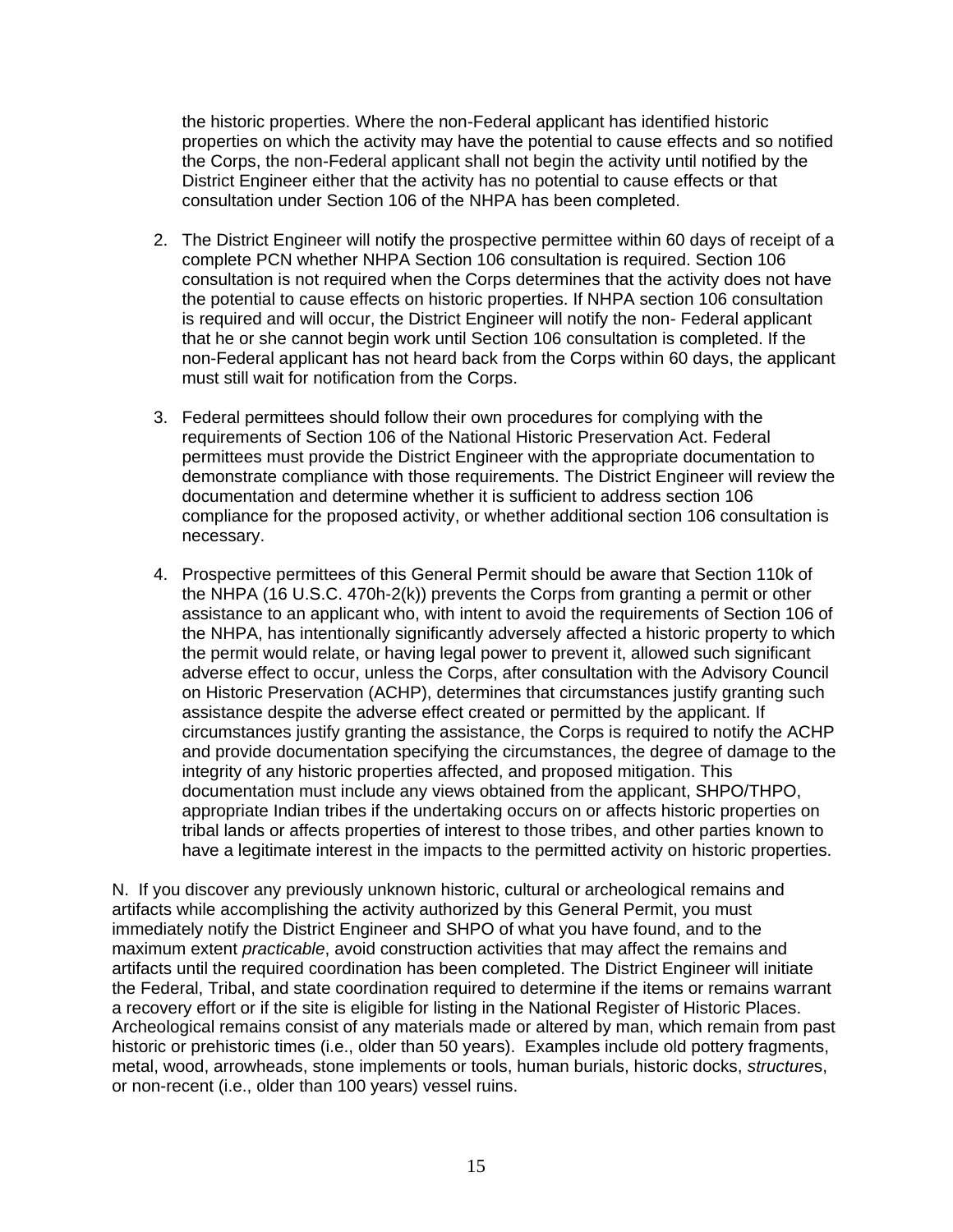the historic properties. Where the non-Federal applicant has identified historic properties on which the activity may have the potential to cause effects and so notified the Corps, the non-Federal applicant shall not begin the activity until notified by the District Engineer either that the activity has no potential to cause effects or that consultation under Section 106 of the NHPA has been completed.

2. The District Engineer will notify the prospective permittee within 60 days of receipt of a complete PCN whether NHPA Section 106 consultation is required. Section 106 consultation is not required when the Corps determines that the activity does not have the potential to cause effects on historic properties. If NHPA section 106 consultation is required and will occur, the District Engineer will notify the non- Federal applicant that he or she cannot begin work until Section 106 consultation is completed. If the non-Federal applicant has not heard back from the Corps within 60 days, the applicant must still wait for notification from the Corps.

3. Federal permittees should follow their own procedures for complying with the requirements of Section 106 of the National Historic Preservation Act. Federal permittees must provide the District Engineer with the appropriate documentation to demonstrate compliance with those requirements. The District Engineer will review the documentation and determine whether it is sufficient to address section 106 compliance for the proposed activity, or whether additional section 106 consultation is necessary.

4. Prospective permittees of this General Permit should be aware that Section 110k of the NHPA (16 U.S.C. 470h-2(k)) prevents the Corps from granting a permit or other assistance to an applicant who, with intent to avoid the requirements of Section 106 of the NHPA, has intentionally significantly adversely affected a historic property to which the permit would relate, or having legal power to prevent it, allowed such significant adverse effect to occur, unless the Corps, after consultation with the Advisory Council on Historic Preservation (ACHP), determines that circumstances justify granting such assistance despite the adverse effect created or permitted by the applicant. If circumstances justify granting the assistance, the Corps is required to notify the ACHP and provide documentation specifying the circumstances, the degree of damage to the integrity of any historic properties affected, and proposed mitigation. This documentation must include any views obtained from the applicant, SHPO/THPO, appropriate Indian tribes if the undertaking occurs on or affects historic properties on tribal lands or affects properties of interest to those tribes, and other parties known to have a legitimate interest in the impacts to the permitted activity on historic properties.

N. If you discover any previously unknown historic, cultural or archeological remains and artifacts while accomplishing the activity authorized by this General Permit, you must immediately notify the District Engineer and SHPO of what you have found, and to the maximum extent *practicable*, avoid construction activities that may affect the remains and artifacts until the required coordination has been completed. The District Engineer will initiate the Federal, Tribal, and state coordination required to determine if the items or remains warrant a recovery effort or if the site is eligible for listing in the National Register of Historic Places. Archeological remains consist of any materials made or altered by man, which remain from past historic or prehistoric times (i.e., older than 50 years). Examples include old pottery fragments, metal, wood, arrowheads, stone implements or tools, human burials, historic docks, *structure*s, or non-recent (i.e., older than 100 years) vessel ruins.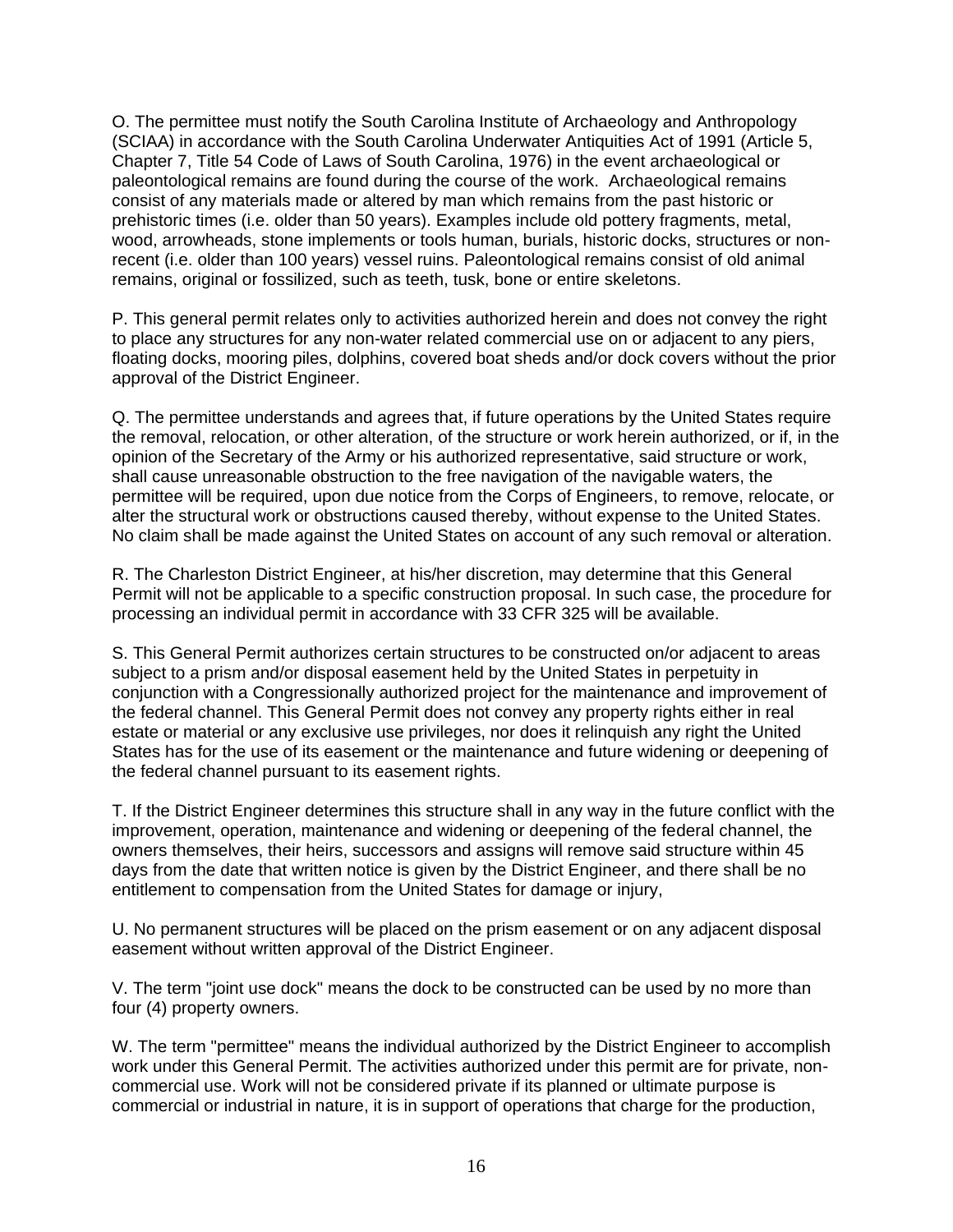O. The permittee must notify the South Carolina Institute of Archaeology and Anthropology (SCIAA) in accordance with the South Carolina Underwater Antiquities Act of 1991 (Article 5, Chapter 7, Title 54 Code of Laws of South Carolina, 1976) in the event archaeological or paleontological remains are found during the course of the work. Archaeological remains consist of any materials made or altered by man which remains from the past historic or prehistoric times (i.e. older than 50 years). Examples include old pottery fragments, metal, wood, arrowheads, stone implements or tools human, burials, historic docks, structures or non-recent (i.e. older than 100 years) vessel ruins. Paleontological remains consist of old animal remains, original or fossilized, such as teeth, tusk, bone or entire skeletons.

P. This general permit relates only to activities authorized herein and does not convey the right to place any structures for any non-water related commercial use on or adjacent to any piers, floating docks, mooring piles, dolphins, covered boat sheds and/or dock covers without the prior approval of the District Engineer.

Q. The permittee understands and agrees that, if future operations by the United States require the removal, relocation, or other alteration, of the structure or work herein authorized, or if, in the opinion of the Secretary of the Army or his authorized representative, said structure or work, shall cause unreasonable obstruction to the free navigation of the navigable waters, the permittee will be required, upon due notice from the Corps of Engineers, to remove, relocate, or alter the structural work or obstructions caused thereby, without expense to the United States. No claim shall be made against the United States on account of any such removal or alteration.

R. The Charleston District Engineer, at his/her discretion, may determine that this General Permit will not be applicable to a specific construction proposal. In such case, the procedure for processing an individual permit in accordance with 33 CFR 325 will be available.

S. This General Permit authorizes certain structures to be constructed on/or adjacent to areas subject to a prism and/or disposal easement held by the United States in perpetuity in conjunction with a Congressionally authorized project for the maintenance and improvement of the federal channel. This General Permit does not convey any property rights either in real estate or material or any exclusive use privileges, nor does it relinquish any right the United States has for the use of its easement or the maintenance and future widening or deepening of the federal channel pursuant to its easement rights.

T. If the District Engineer determines this structure shall in any way in the future conflict with the improvement, operation, maintenance and widening or deepening of the federal channel, the owners themselves, their heirs, successors and assigns will remove said structure within 45 days from the date that written notice is given by the District Engineer, and there shall be no entitlement to compensation from the United States for damage or injury,

U. No permanent structures will be placed on the prism easement or on any adjacent disposal easement without written approval of the District Engineer.

V. The term "joint use dock" means the dock to be constructed can be used by no more than four (4) property owners.

W. The term "permittee" means the individual authorized by the District Engineer to accomplish work under this General Permit. The activities authorized under this permit are for private, non-commercial use. Work will not be considered private if its planned or ultimate purpose is commercial or industrial in nature, it is in support of operations that charge for the production,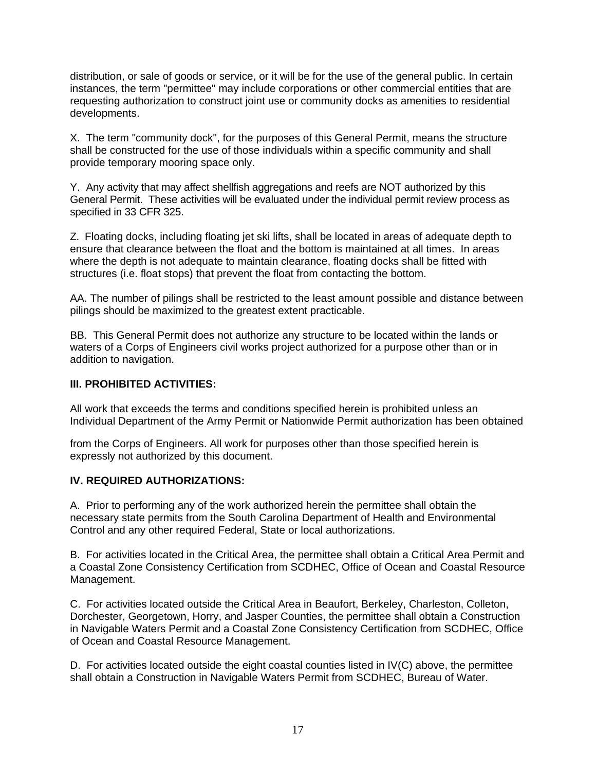distribution, or sale of goods or service, or it will be for the use of the general public. In certain instances, the term "permittee" may include corporations or other commercial entities that are requesting authorization to construct joint use or community docks as amenities to residential developments.

X. The term "community dock", for the purposes of this General Permit, means the structure shall be constructed for the use of those individuals within a specific community and shall provide temporary mooring space only.

Y. Any activity that may affect shellfish aggregations and reefs are NOT authorized by this General Permit. These activities will be evaluated under the individual permit review process as specified in 33 CFR 325.

Z. Floating docks, including floating jet ski lifts, shall be located in areas of adequate depth to ensure that clearance between the float and the bottom is maintained at all times. In areas where the depth is not adequate to maintain clearance, floating docks shall be fitted with structures (i.e. float stops) that prevent the float from contacting the bottom.

AA. The number of pilings shall be restricted to the least amount possible and distance between pilings should be maximized to the greatest extent practicable.

BB. This General Permit does not authorize any structure to be located within the lands or waters of a Corps of Engineers civil works project authorized for a purpose other than or in addition to navigation.

**III. PROHIBITED ACTIVITIES:**

All work that exceeds the terms and conditions specified herein is prohibited unless an Individual Department of the Army Permit or Nationwide Permit authorization has been obtained from the Corps of Engineers. All work for purposes other than those specified herein is expressly not authorized by this document.

**IV. REQUIRED AUTHORIZATIONS:**

A. Prior to performing any of the work authorized herein the permittee shall obtain the necessary state permits from the South Carolina Department of Health and Environmental Control and any other required Federal, State or local authorizations.

B. For activities located in the Critical Area, the permittee shall obtain a Critical Area Permit and a Coastal Zone Consistency Certification from SCDHEC, Office of Ocean and Coastal Resource Management.

C. For activities located outside the Critical Area in Beaufort, Berkeley, Charleston, Colleton, Dorchester, Georgetown, Horry, and Jasper Counties, the permittee shall obtain a Construction in Navigable Waters Permit and a Coastal Zone Consistency Certification from SCDHEC, Office of Ocean and Coastal Resource Management.

D. For activities located outside the eight coastal counties listed in IV(C) above, the permittee shall obtain a Construction in Navigable Waters Permit from SCDHEC, Bureau of Water.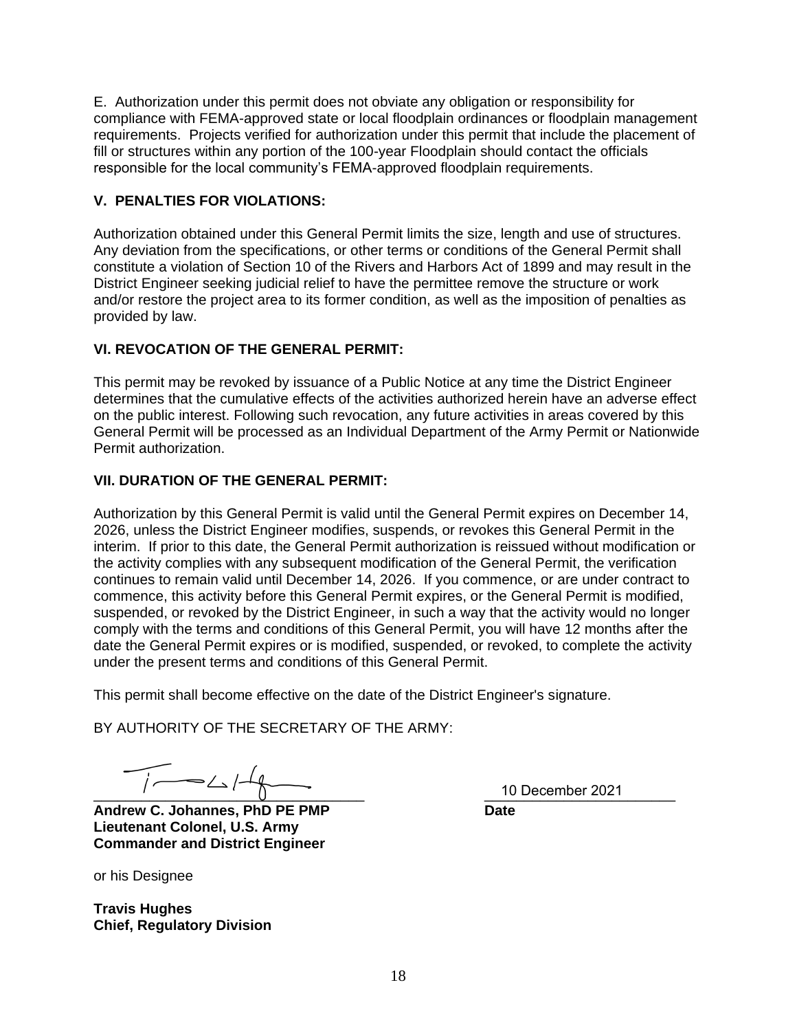E. Authorization under this permit does not obviate any obligation or responsibility for compliance with FEMA-approved state or local floodplain ordinances or floodplain management requirements. Projects verified for authorization under this permit that include the placement of fill or structures within any portion of the 100-year Floodplain should contact the officials responsible for the local community's FEMA-approved floodplain requirements.

## V. PENALTIES FOR VIOLATIONS:

Authorization obtained under this General Permit limits the size, length and use of structures. Any deviation from the specifications, or other terms or conditions of the General Permit shall constitute a violation of Section 10 of the Rivers and Harbors Act of 1899 and may result in the District Engineer seeking judicial relief to have the permittee remove the structure or work and/or restore the project area to its former condition, as well as the imposition of penalties as provided by law.

## VI. REVOCATION OF THE GENERAL PERMIT:

This permit may be revoked by issuance of a Public Notice at any time the District Engineer determines that the cumulative effects of the activities authorized herein have an adverse effect on the public interest. Following such revocation, any future activities in areas covered by this General Permit will be processed as an Individual Department of the Army Permit or Nationwide Permit authorization.

## VII. DURATION OF THE GENERAL PERMIT:

Authorization by this General Permit is valid until the General Permit expires on December 14, 2026, unless the District Engineer modifies, suspends, or revokes this General Permit in the interim. If prior to this date, the General Permit authorization is reissued without modification or the activity complies with any subsequent modification of the General Permit, the verification continues to remain valid until December 14, 2026. If you commence, or are under contract to commence, this activity before this General Permit expires, or the General Permit is modified, suspended, or revoked by the District Engineer, in such a way that the activity would no longer comply with the terms and conditions of this General Permit, you will have 12 months after the date the General Permit expires or is modified, suspended, or revoked, to complete the activity under the present terms and conditions of this General Permit.

This permit shall become effective on the date of the District Engineer's signature.

BY AUTHORITY OF THE SECRETARY OF THE ARMY:

10 December 2021

**Andrew C. Johannes, PhD PE PMP**
**Lieutenant Colonel, U.S. Army**
**Commander and District Engineer**

**Date**

or his Designee

**Travis Hughes**
**Chief, Regulatory Division**